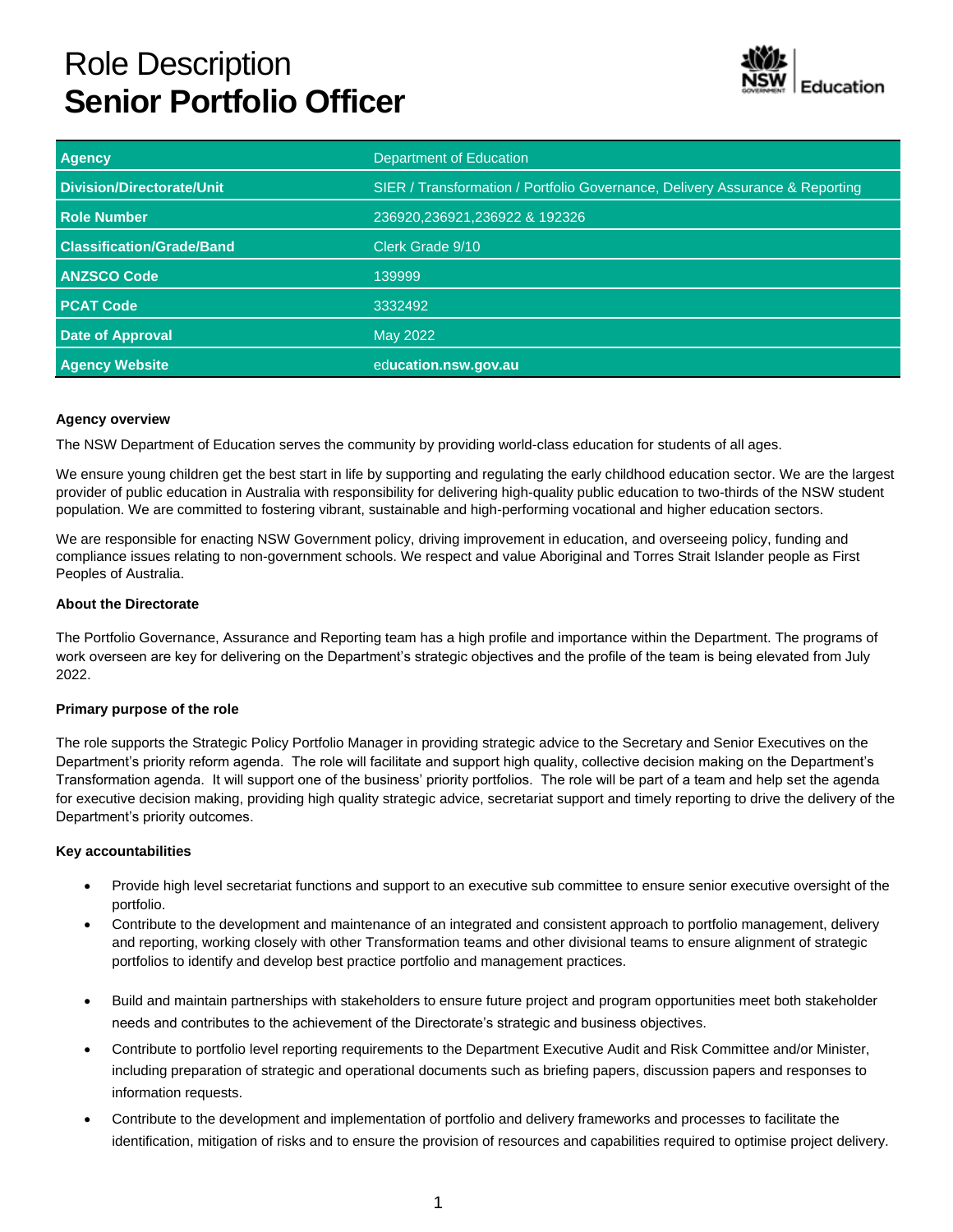# Role Description
# **Senior Portfolio Officer**

| Agency | Department of Education |
|---|---|
| Division/Directorate/Unit | SIER / Transformation / Portfolio Governance, Delivery Assurance & Reporting |
| Role Number | 236920,236921,236922 & 192326 |
| Classification/Grade/Band | Clerk Grade 9/10 |
| ANZSCO Code | 139999 |
| PCAT Code | 3332492 |
| Date of Approval | May 2022 |
| Agency Website | education.nsw.gov.au |

**Agency overview**

The NSW Department of Education serves the community by providing world-class education for students of all ages.

We ensure young children get the best start in life by supporting and regulating the early childhood education sector. We are the largest provider of public education in Australia with responsibility for delivering high-quality public education to two-thirds of the NSW student population. We are committed to fostering vibrant, sustainable and high-performing vocational and higher education sectors.

We are responsible for enacting NSW Government policy, driving improvement in education, and overseeing policy, funding and compliance issues relating to non-government schools. We respect and value Aboriginal and Torres Strait Islander people as First Peoples of Australia.

**About the Directorate**

The Portfolio Governance, Assurance and Reporting team has a high profile and importance within the Department. The programs of work overseen are key for delivering on the Department's strategic objectives and the profile of the team is being elevated from July 2022.

**Primary purpose of the role**

The role supports the Strategic Policy Portfolio Manager in providing strategic advice to the Secretary and Senior Executives on the Department's priority reform agenda. The role will facilitate and support high quality, collective decision making on the Department's Transformation agenda. It will support one of the business' priority portfolios. The role will be part of a team and help set the agenda for executive decision making, providing high quality strategic advice, secretariat support and timely reporting to drive the delivery of the Department's priority outcomes.

**Key accountabilities**

- Provide high level secretariat functions and support to an executive sub committee to ensure senior executive oversight of the portfolio.
- Contribute to the development and maintenance of an integrated and consistent approach to portfolio management, delivery and reporting, working closely with other Transformation teams and other divisional teams to ensure alignment of strategic portfolios to identify and develop best practice portfolio and management practices.
- Build and maintain partnerships with stakeholders to ensure future project and program opportunities meet both stakeholder needs and contributes to the achievement of the Directorate's strategic and business objectives.
- Contribute to portfolio level reporting requirements to the Department Executive Audit and Risk Committee and/or Minister, including preparation of strategic and operational documents such as briefing papers, discussion papers and responses to information requests.
- Contribute to the development and implementation of portfolio and delivery frameworks and processes to facilitate the identification, mitigation of risks and to ensure the provision of resources and capabilities required to optimise project delivery.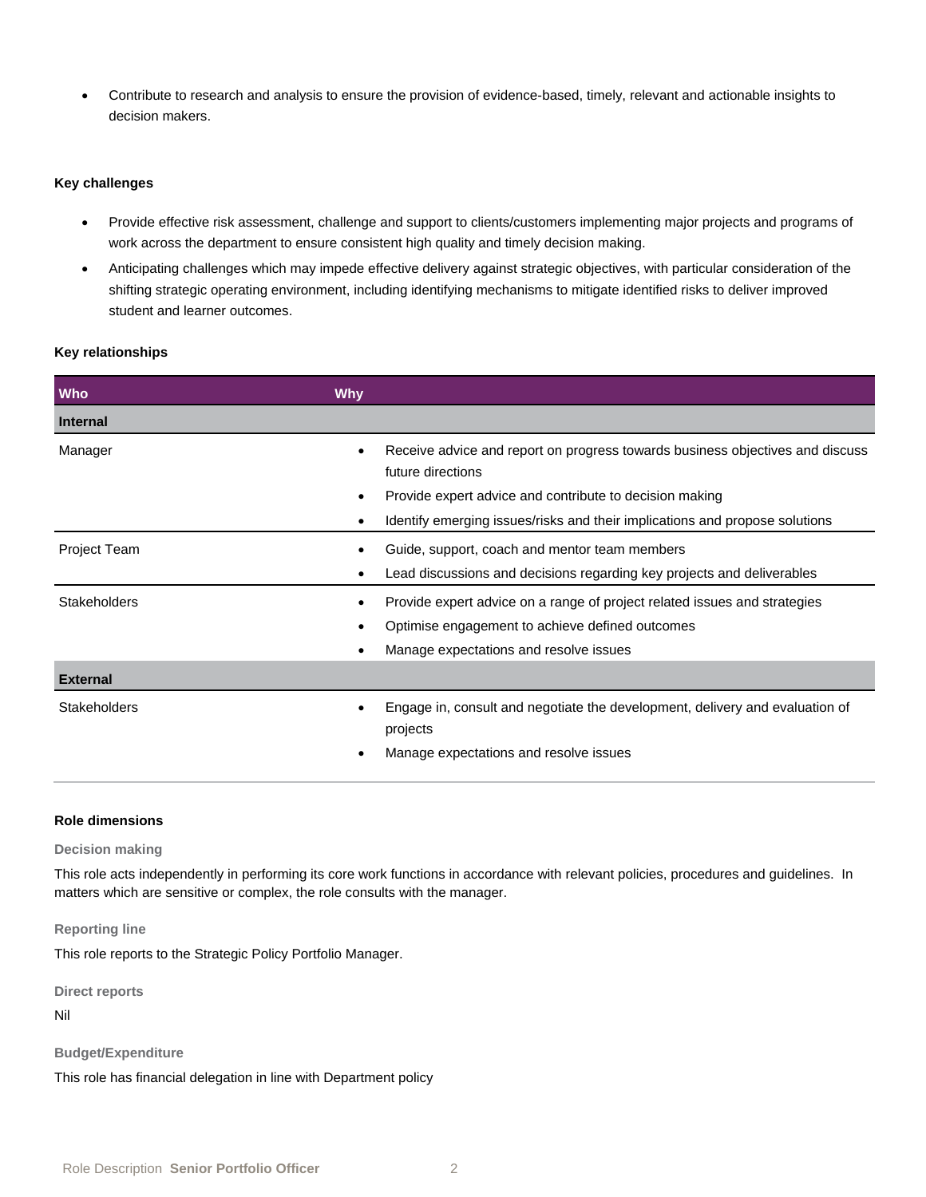- Contribute to research and analysis to ensure the provision of evidence-based, timely, relevant and actionable insights to decision makers.

**Key challenges**

- Provide effective risk assessment, challenge and support to clients/customers implementing major projects and programs of work across the department to ensure consistent high quality and timely decision making.
- Anticipating challenges which may impede effective delivery against strategic objectives, with particular consideration of the shifting strategic operating environment, including identifying mechanisms to mitigate identified risks to deliver improved student and learner outcomes.

**Key relationships**

| Who | Why |
| --- | --- |
| **Internal** | |
| Manager | • Receive advice and report on progress towards business objectives and discuss future directions<br>• Provide expert advice and contribute to decision making<br>• Identify emerging issues/risks and their implications and propose solutions |
| Project Team | • Guide, support, coach and mentor team members<br>• Lead discussions and decisions regarding key projects and deliverables |
| Stakeholders | • Provide expert advice on a range of project related issues and strategies<br>• Optimise engagement to achieve defined outcomes<br>• Manage expectations and resolve issues |
| **External** | |
| Stakeholders | • Engage in, consult and negotiate the development, delivery and evaluation of projects<br>• Manage expectations and resolve issues |

**Role dimensions**

**Decision making**

This role acts independently in performing its core work functions in accordance with relevant policies, procedures and guidelines. In matters which are sensitive or complex, the role consults with the manager.

**Reporting line**

This role reports to the Strategic Policy Portfolio Manager.

**Direct reports**

Nil

**Budget/Expenditure**

This role has financial delegation in line with Department policy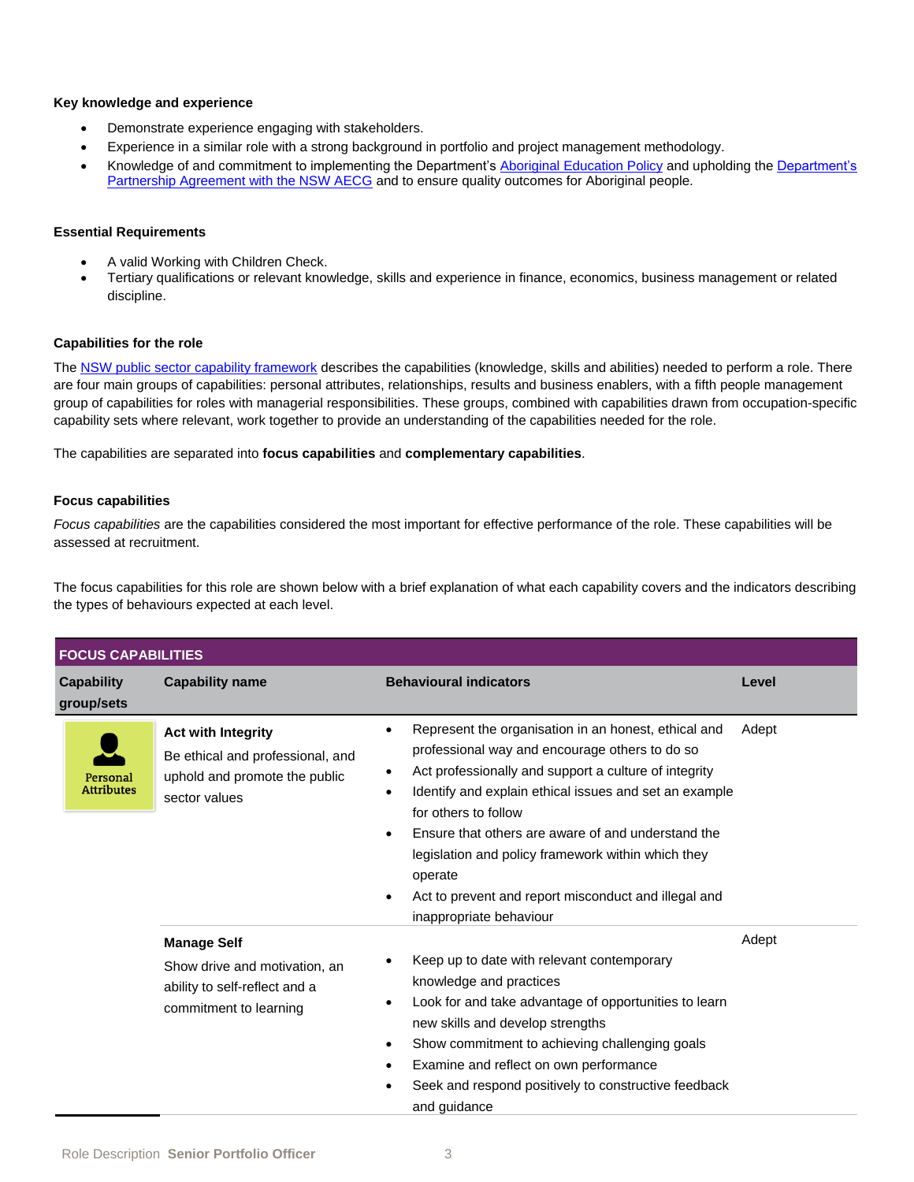### Key knowledge and experience

- Demonstrate experience engaging with stakeholders.
- Experience in a similar role with a strong background in portfolio and project management methodology.
- Knowledge of and commitment to implementing the Department's Aboriginal Education Policy and upholding the Department's Partnership Agreement with the NSW AECG and to ensure quality outcomes for Aboriginal people.

### Essential Requirements

- A valid Working with Children Check.
- Tertiary qualifications or relevant knowledge, skills and experience in finance, economics, business management or related discipline.

### Capabilities for the role

The NSW public sector capability framework describes the capabilities (knowledge, skills and abilities) needed to perform a role. There are four main groups of capabilities: personal attributes, relationships, results and business enablers, with a fifth people management group of capabilities for roles with managerial responsibilities. These groups, combined with capabilities drawn from occupation-specific capability sets where relevant, work together to provide an understanding of the capabilities needed for the role.

The capabilities are separated into **focus capabilities** and **complementary capabilities**.

### Focus capabilities

*Focus capabilities* are the capabilities considered the most important for effective performance of the role. These capabilities will be assessed at recruitment.

The focus capabilities for this role are shown below with a brief explanation of what each capability covers and the indicators describing the types of behaviours expected at each level.

| FOCUS CAPABILITIES | | | |
|---|---|---|---|
| **Capability group/sets** | **Capability name** | **Behavioural indicators** | **Level** |
| Personal Attributes | **Act with Integrity**<br>Be ethical and professional, and uphold and promote the public sector values | • Represent the organisation in an honest, ethical and professional way and encourage others to do so<br>• Act professionally and support a culture of integrity<br>• Identify and explain ethical issues and set an example for others to follow<br>• Ensure that others are aware of and understand the legislation and policy framework within which they operate<br>• Act to prevent and report misconduct and illegal and inappropriate behaviour | Adept |
| | **Manage Self**<br>Show drive and motivation, an ability to self-reflect and a commitment to learning | • Keep up to date with relevant contemporary knowledge and practices<br>• Look for and take advantage of opportunities to learn new skills and develop strengths<br>• Show commitment to achieving challenging goals<br>• Examine and reflect on own performance<br>• Seek and respond positively to constructive feedback and guidance | Adept |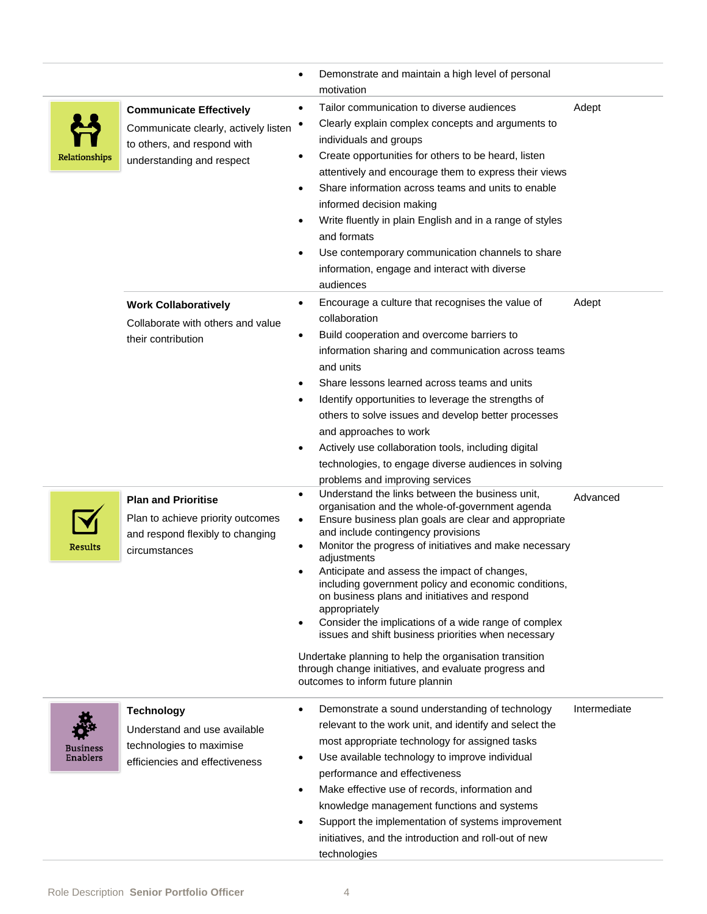| | | | |
|---|---|---|---|
| | | • Demonstrate and maintain a high level of personal motivation | |
| Relationships | **Communicate Effectively**<br>Communicate clearly, actively listen to others, and respond with understanding and respect | • Tailor communication to diverse audiences<br>• Clearly explain complex concepts and arguments to individuals and groups<br>• Create opportunities for others to be heard, listen attentively and encourage them to express their views<br>• Share information across teams and units to enable informed decision making<br>• Write fluently in plain English and in a range of styles and formats<br>• Use contemporary communication channels to share information, engage and interact with diverse audiences | Adept |
| | **Work Collaboratively**<br>Collaborate with others and value their contribution | • Encourage a culture that recognises the value of collaboration<br>• Build cooperation and overcome barriers to information sharing and communication across teams and units<br>• Share lessons learned across teams and units<br>• Identify opportunities to leverage the strengths of others to solve issues and develop better processes and approaches to work<br>• Actively use collaboration tools, including digital technologies, to engage diverse audiences in solving problems and improving services | Adept |
| Results | **Plan and Prioritise**<br>Plan to achieve priority outcomes and respond flexibly to changing circumstances | • Understand the links between the business unit, organisation and the whole-of-government agenda<br>• Ensure business plan goals are clear and appropriate and include contingency provisions<br>• Monitor the progress of initiatives and make necessary adjustments<br>• Anticipate and assess the impact of changes, including government policy and economic conditions, on business plans and initiatives and respond appropriately<br>• Consider the implications of a wide range of complex issues and shift business priorities when necessary<br><br>Undertake planning to help the organisation transition through change initiatives, and evaluate progress and outcomes to inform future plannin | Advanced |
| Business Enablers | **Technology**<br>Understand and use available technologies to maximise efficiencies and effectiveness | • Demonstrate a sound understanding of technology relevant to the work unit, and identify and select the most appropriate technology for assigned tasks<br>• Use available technology to improve individual performance and effectiveness<br>• Make effective use of records, information and knowledge management functions and systems<br>• Support the implementation of systems improvement initiatives, and the introduction and roll-out of new technologies | Intermediate |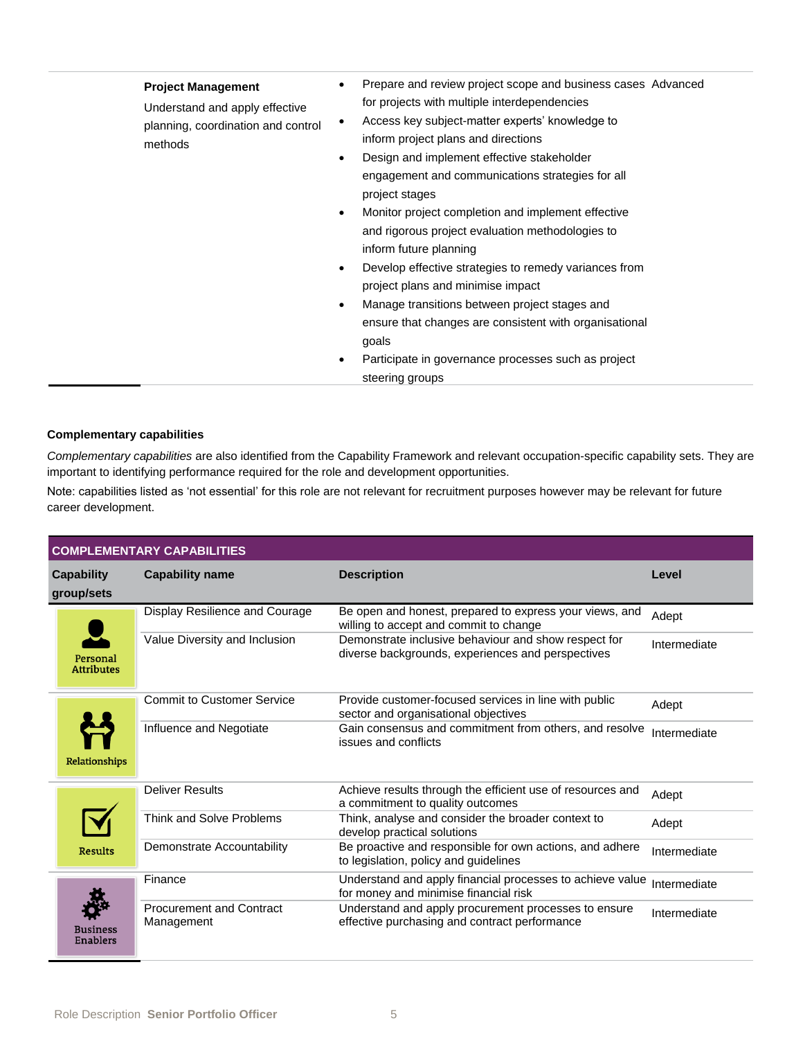| | | | |
|---|---|---|---|
| | **Project Management**<br>Understand and apply effective planning, coordination and control methods | • Prepare and review project scope and business cases for projects with multiple interdependencies<br>• Access key subject-matter experts' knowledge to inform project plans and directions<br>• Design and implement effective stakeholder engagement and communications strategies for all project stages<br>• Monitor project completion and implement effective and rigorous project evaluation methodologies to inform future planning<br>• Develop effective strategies to remedy variances from project plans and minimise impact<br>• Manage transitions between project stages and ensure that changes are consistent with organisational goals<br>• Participate in governance processes such as project steering groups | Advanced |

**Complementary capabilities**

*Complementary capabilities* are also identified from the Capability Framework and relevant occupation-specific capability sets. They are important to identifying performance required for the role and development opportunities.

Note: capabilities listed as 'not essential' for this role are not relevant for recruitment purposes however may be relevant for future career development.

**COMPLEMENTARY CAPABILITIES**

| Capability group/sets | Capability name | Description | Level |
|---|---|---|---|
| Personal Attributes | Display Resilience and Courage | Be open and honest, prepared to express your views, and willing to accept and commit to change | Adept |
| | Value Diversity and Inclusion | Demonstrate inclusive behaviour and show respect for diverse backgrounds, experiences and perspectives | Intermediate |
| Relationships | Commit to Customer Service | Provide customer-focused services in line with public sector and organisational objectives | Adept |
| | Influence and Negotiate | Gain consensus and commitment from others, and resolve issues and conflicts | Intermediate |
| Results | Deliver Results | Achieve results through the efficient use of resources and a commitment to quality outcomes | Adept |
| | Think and Solve Problems | Think, analyse and consider the broader context to develop practical solutions | Adept |
| | Demonstrate Accountability | Be proactive and responsible for own actions, and adhere to legislation, policy and guidelines | Intermediate |
| Business Enablers | Finance | Understand and apply financial processes to achieve value for money and minimise financial risk | Intermediate |
| | Procurement and Contract Management | Understand and apply procurement processes to ensure effective purchasing and contract performance | Intermediate |